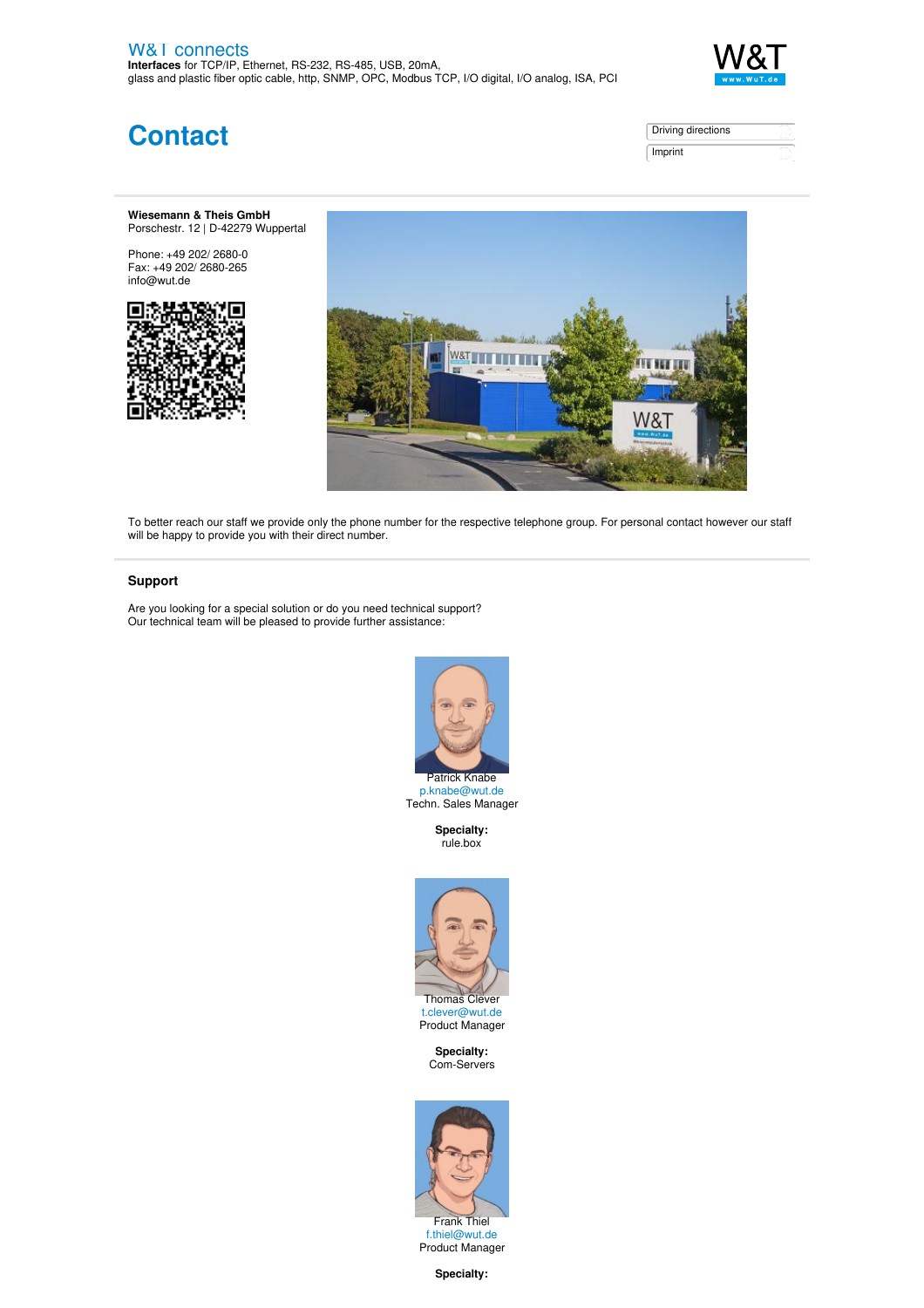W&T connects
**Interfaces** for TCP/IP, Ethernet, RS-232, RS-485, USB, 20mA, glass and plastic fiber optic cable, http, SNMP, OPC, Modbus TCP, I/O digital, I/O analog, ISA, PCI

# Contact

Driving directions

Imprint

**Wiesemann & Theis GmbH**
Porschestr. 12 | D-42279 Wuppertal

Phone: +49 202/ 2680-0
Fax: +49 202/ 2680-265
info@wut.de

To better reach our staff we provide only the phone number for the respective telephone group. For personal contact however our staff will be happy to provide you with their direct number.

## Support

Are you looking for a special solution or do you need technical support?
Our technical team will be pleased to provide further assistance:

Patrick Knabe
p.knabe@wut.de
Techn. Sales Manager

**Specialty:**
rule.box

Thomas Clever
t.clever@wut.de
Product Manager

**Specialty:**
Com-Servers

Frank Thiel
f.thiel@wut.de
Product Manager

**Specialty:**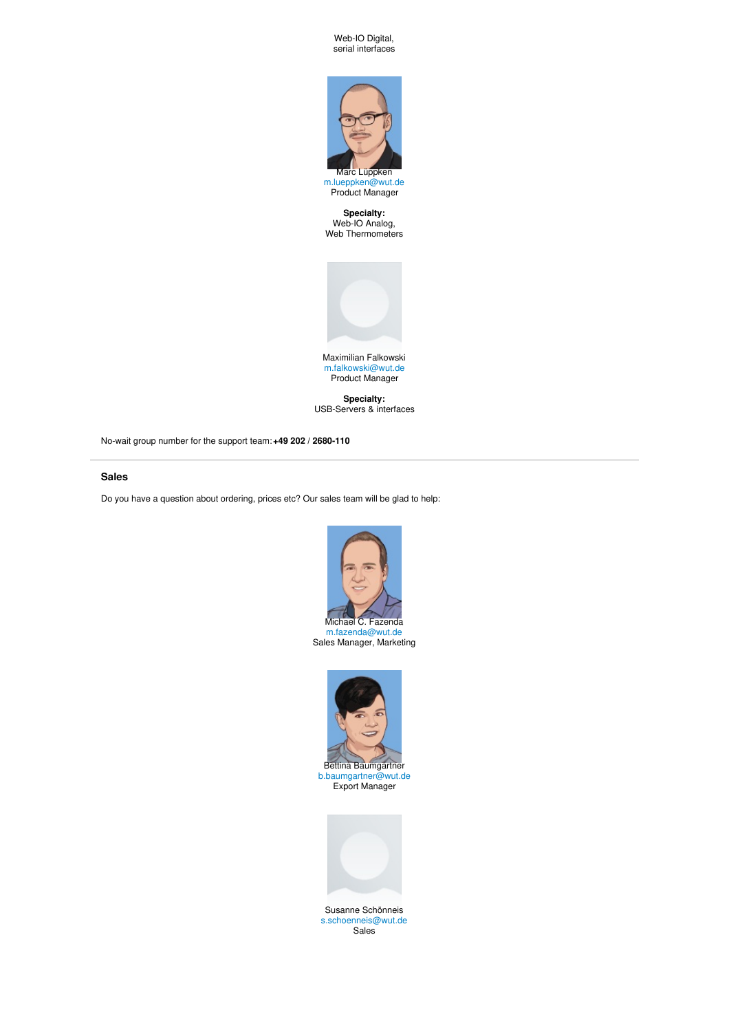Web-IO Digital,
serial interfaces

Marc Lüppken
m.lueppken@wut.de
Product Manager

**Specialty:**
Web-IO Analog,
Web Thermometers

Maximilian Falkowski
m.falkowski@wut.de
Product Manager

**Specialty:**
USB-Servers & interfaces

No-wait group number for the support team: **+49 202** / **2680-110**

---

### Sales

Do you have a question about ordering, prices etc? Our sales team will be glad to help:

Michael C. Fazenda
m.fazenda@wut.de
Sales Manager, Marketing

Bettina Baumgartner
b.baumgartner@wut.de
Export Manager

Susanne Schönneis
s.schoenneis@wut.de
Sales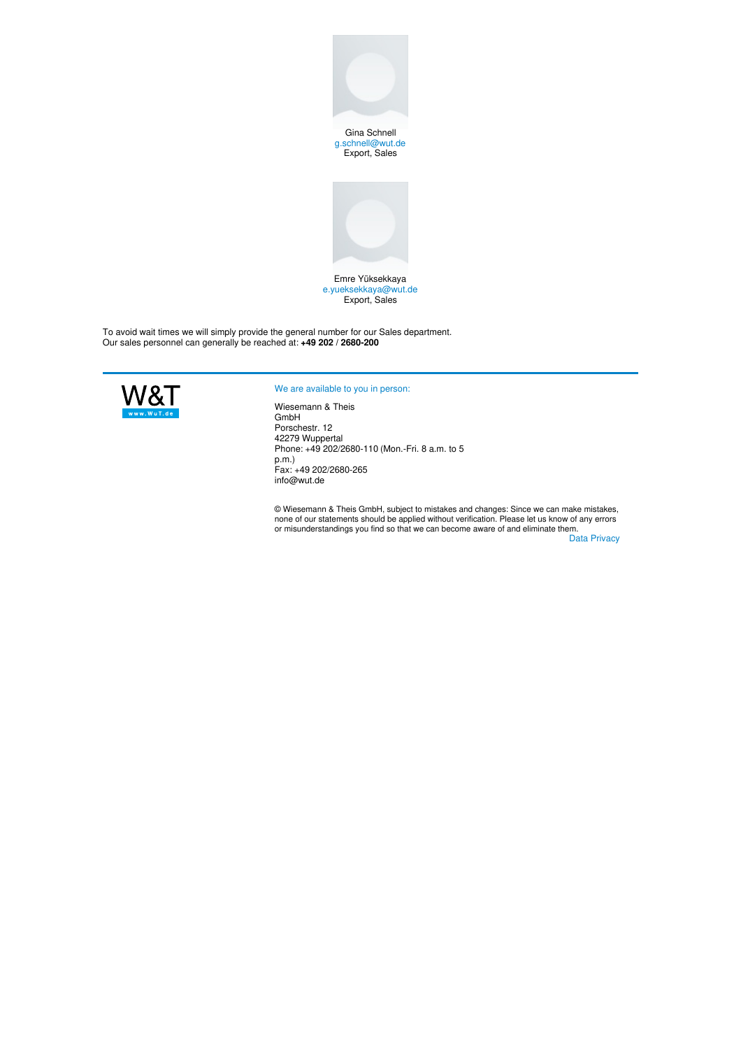Gina Schnell
g.schnell@wut.de
Export, Sales

Emre Yüksekkaya
e.yueksekkaya@wut.de
Export, Sales

To avoid wait times we will simply provide the general number for our Sales department.
Our sales personnel can generally be reached at: **+49 202** / **2680-200**

---

W&T
www.WuT.de

We are available to you in person:

Wiesemann & Theis GmbH
Porschestr. 12
42279 Wuppertal
Phone: +49 202/2680-110 (Mon.-Fri. 8 a.m. to 5 p.m.)
Fax: +49 202/2680-265
info@wut.de

© Wiesemann & Theis GmbH, subject to mistakes and changes: Since we can make mistakes, none of our statements should be applied without verification. Please let us know of any errors or misunderstandings you find so that we can become aware of and eliminate them.

Data Privacy